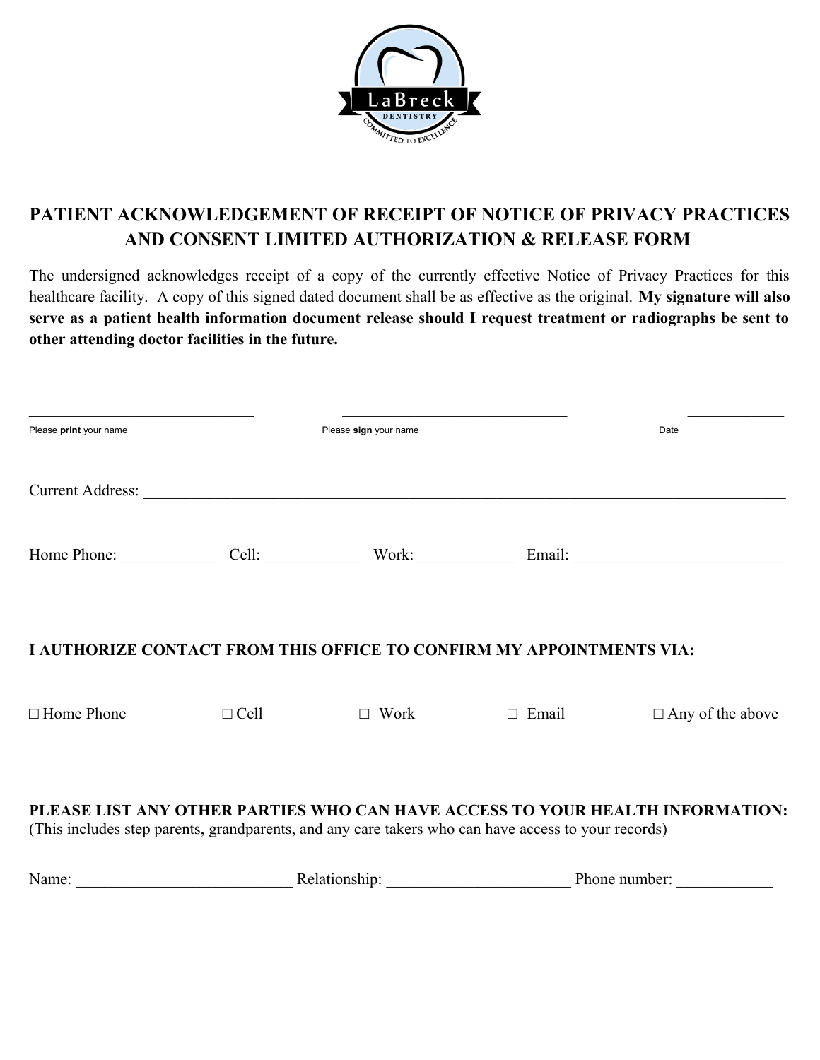# PATIENT ACKNOWLEDGEMENT OF RECEIPT OF NOTICE OF PRIVACY PRACTICES AND CONSENT LIMITED AUTHORIZATION & RELEASE FORM

The undersigned acknowledges receipt of a copy of the currently effective Notice of Privacy Practices for this healthcare facility. A copy of this signed dated document shall be as effective as the original. **My signature will also serve as a patient health information document release should I request treatment or radiographs be sent to other attending doctor facilities in the future.**

______________________________ ______________________________ ____________

Please **print** your name Please **sign** your name Date

Current Address: ________________________________________________________________________________

Home Phone: ____________ Cell: ____________ Work: ____________ Email: __________________________

**I AUTHORIZE CONTACT FROM THIS OFFICE TO CONFIRM MY APPOINTMENTS VIA:**

☐ Home Phone ☐ Cell ☐ Work ☐ Email ☐ Any of the above

**PLEASE LIST ANY OTHER PARTIES WHO CAN HAVE ACCESS TO YOUR HEALTH INFORMATION:**
(This includes step parents, grandparents, and any care takers who can have access to your records)

Name: ___________________________ Relationship: _______________________ Phone number: ____________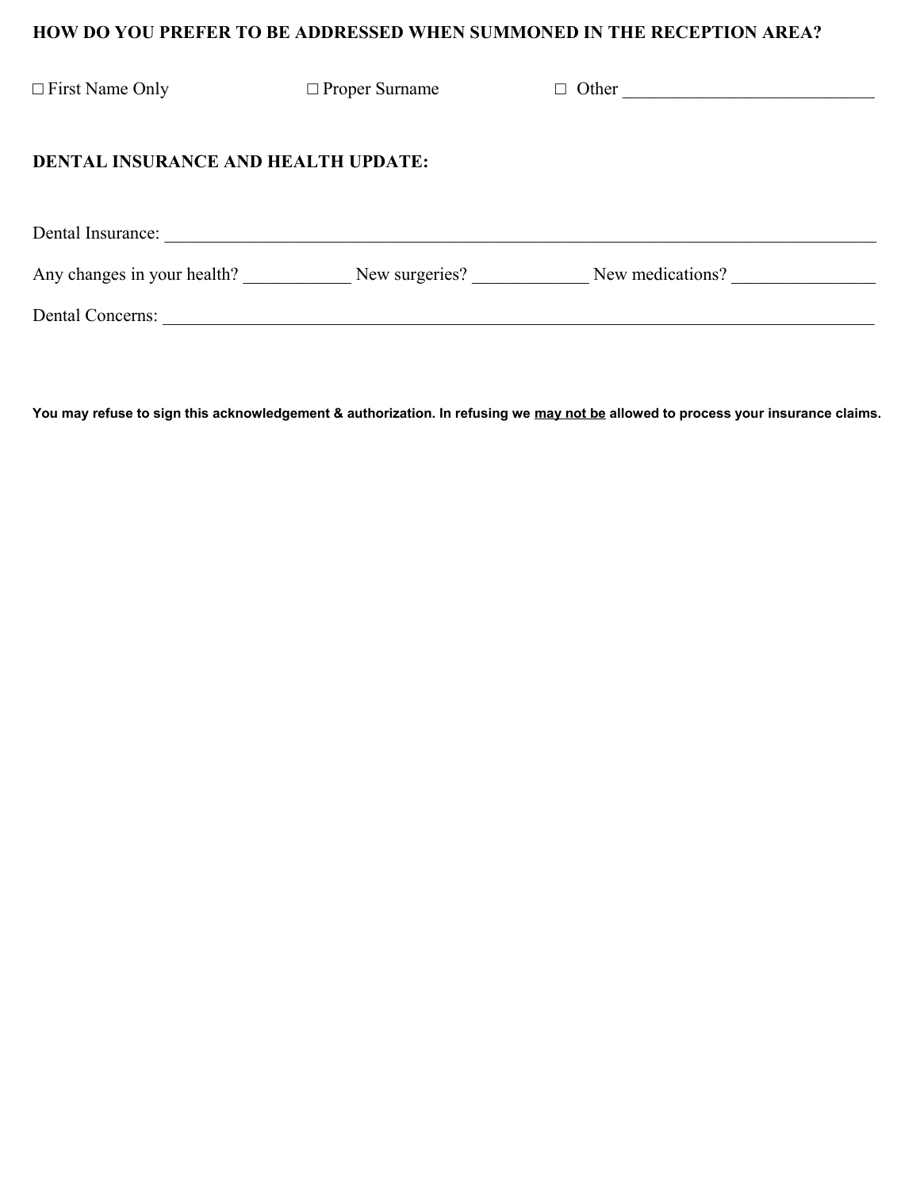**HOW DO YOU PREFER TO BE ADDRESSED WHEN SUMMONED IN THE RECEPTION AREA?**

□ First Name Only □ Proper Surname □ Other ____________________________

**DENTAL INSURANCE AND HEALTH UPDATE:**

Dental Insurance: ________________________________________________________________________________

Any changes in your health? ____________ New surgeries? _____________ New medications? ________________

Dental Concerns: ________________________________________________________________________________

**You may refuse to sign this acknowledgement & authorization. In refusing we <u>may not be</u> allowed to process your insurance claims.**